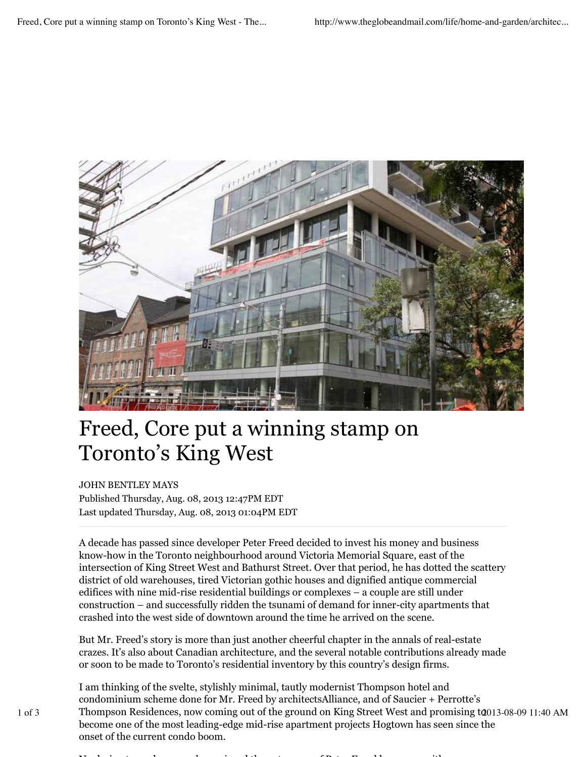# Freed, Core put a winning stamp on Toronto's King West

JOHN BENTLEY MAYS
Published Thursday, Aug. 08, 2013 12:47PM EDT
Last updated Thursday, Aug. 08, 2013 01:04PM EDT

A decade has passed since developer Peter Freed decided to invest his money and business know-how in the Toronto neighbourhood around Victoria Memorial Square, east of the intersection of King Street West and Bathurst Street. Over that period, he has dotted the scattery district of old warehouses, tired Victorian gothic houses and dignified antique commercial edifices with nine mid-rise residential buildings or complexes – a couple are still under construction – and successfully ridden the tsunami of demand for inner-city apartments that crashed into the west side of downtown around the time he arrived on the scene.

But Mr. Freed's story is more than just another cheerful chapter in the annals of real-estate crazes. It's also about Canadian architecture, and the several notable contributions already made or soon to be made to Toronto's residential inventory by this country's design firms.

I am thinking of the svelte, stylishly minimal, tautly modernist Thompson hotel and condominium scheme done for Mr. Freed by architectsAlliance, and of Saucier + Perrotte's Thompson Residences, now coming out of the ground on King Street West and promising to become one of the most leading-edge mid-rise apartment projects Hogtown has seen since the onset of the current condo boom.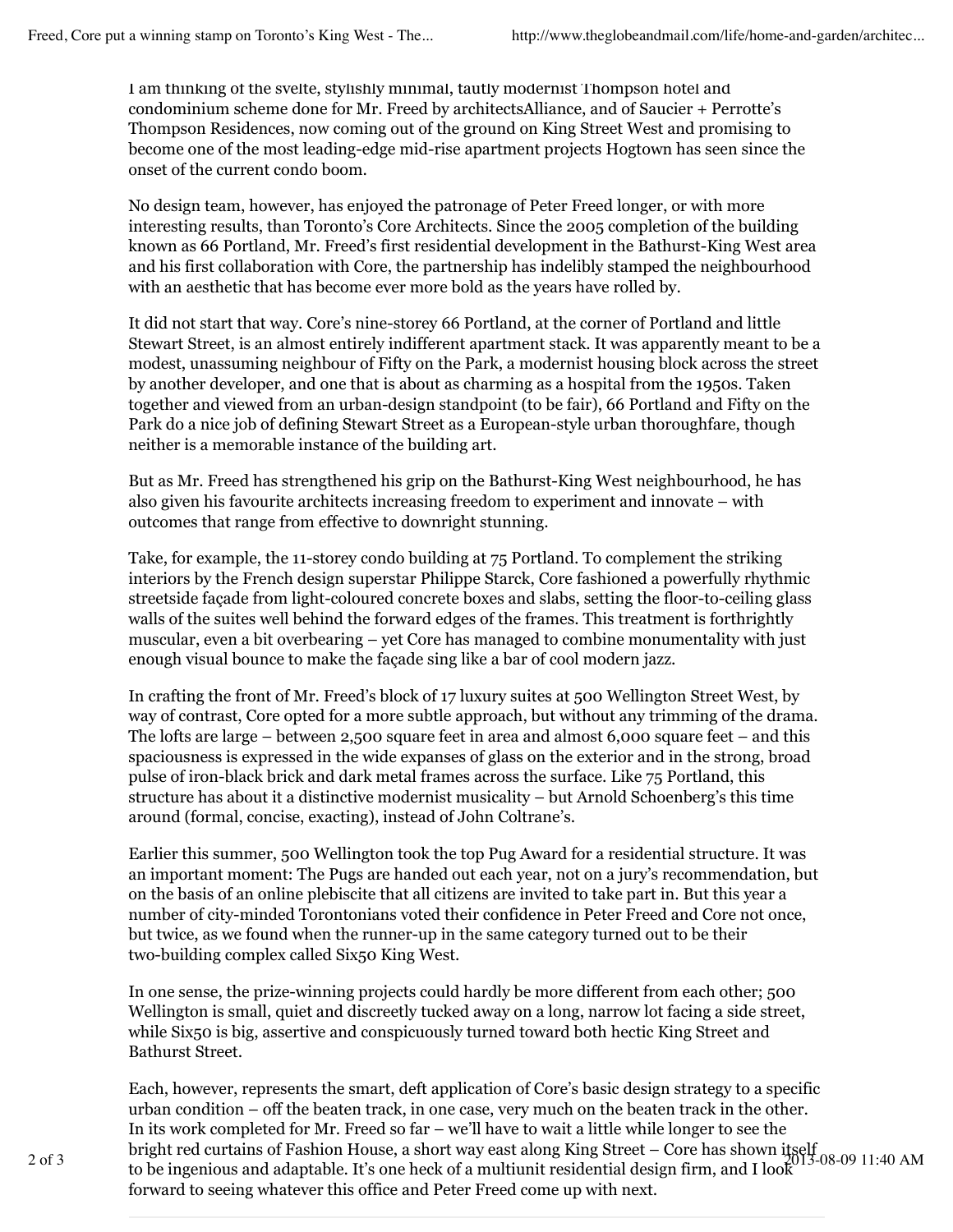I am thinking of the svelte, stylishly minimal, tautly modernist Thompson hotel and condominium scheme done for Mr. Freed by architectsAlliance, and of Saucier + Perrotte's Thompson Residences, now coming out of the ground on King Street West and promising to become one of the most leading-edge mid-rise apartment projects Hogtown has seen since the onset of the current condo boom.

No design team, however, has enjoyed the patronage of Peter Freed longer, or with more interesting results, than Toronto's Core Architects. Since the 2005 completion of the building known as 66 Portland, Mr. Freed's first residential development in the Bathurst-King West area and his first collaboration with Core, the partnership has indelibly stamped the neighbourhood with an aesthetic that has become ever more bold as the years have rolled by.

It did not start that way. Core's nine-storey 66 Portland, at the corner of Portland and little Stewart Street, is an almost entirely indifferent apartment stack. It was apparently meant to be a modest, unassuming neighbour of Fifty on the Park, a modernist housing block across the street by another developer, and one that is about as charming as a hospital from the 1950s. Taken together and viewed from an urban-design standpoint (to be fair), 66 Portland and Fifty on the Park do a nice job of defining Stewart Street as a European-style urban thoroughfare, though neither is a memorable instance of the building art.

But as Mr. Freed has strengthened his grip on the Bathurst-King West neighbourhood, he has also given his favourite architects increasing freedom to experiment and innovate – with outcomes that range from effective to downright stunning.

Take, for example, the 11-storey condo building at 75 Portland. To complement the striking interiors by the French design superstar Philippe Starck, Core fashioned a powerfully rhythmic streetside façade from light-coloured concrete boxes and slabs, setting the floor-to-ceiling glass walls of the suites well behind the forward edges of the frames. This treatment is forthrightly muscular, even a bit overbearing – yet Core has managed to combine monumentality with just enough visual bounce to make the façade sing like a bar of cool modern jazz.

In crafting the front of Mr. Freed's block of 17 luxury suites at 500 Wellington Street West, by way of contrast, Core opted for a more subtle approach, but without any trimming of the drama. The lofts are large – between 2,500 square feet in area and almost 6,000 square feet – and this spaciousness is expressed in the wide expanses of glass on the exterior and in the strong, broad pulse of iron-black brick and dark metal frames across the surface. Like 75 Portland, this structure has about it a distinctive modernist musicality – but Arnold Schoenberg's this time around (formal, concise, exacting), instead of John Coltrane's.

Earlier this summer, 500 Wellington took the top Pug Award for a residential structure. It was an important moment: The Pugs are handed out each year, not on a jury's recommendation, but on the basis of an online plebiscite that all citizens are invited to take part in. But this year a number of city-minded Torontonians voted their confidence in Peter Freed and Core not once, but twice, as we found when the runner-up in the same category turned out to be their two-building complex called Six50 King West.

In one sense, the prize-winning projects could hardly be more different from each other; 500 Wellington is small, quiet and discreetly tucked away on a long, narrow lot facing a side street, while Six50 is big, assertive and conspicuously turned toward both hectic King Street and Bathurst Street.

Each, however, represents the smart, deft application of Core's basic design strategy to a specific urban condition – off the beaten track, in one case, very much on the beaten track in the other. In its work completed for Mr. Freed so far – we'll have to wait a little while longer to see the bright red curtains of Fashion House, a short way east along King Street – Core has shown itself to be ingenious and adaptable. It's one heck of a multiunit residential design firm, and I look forward to seeing whatever this office and Peter Freed come up with next.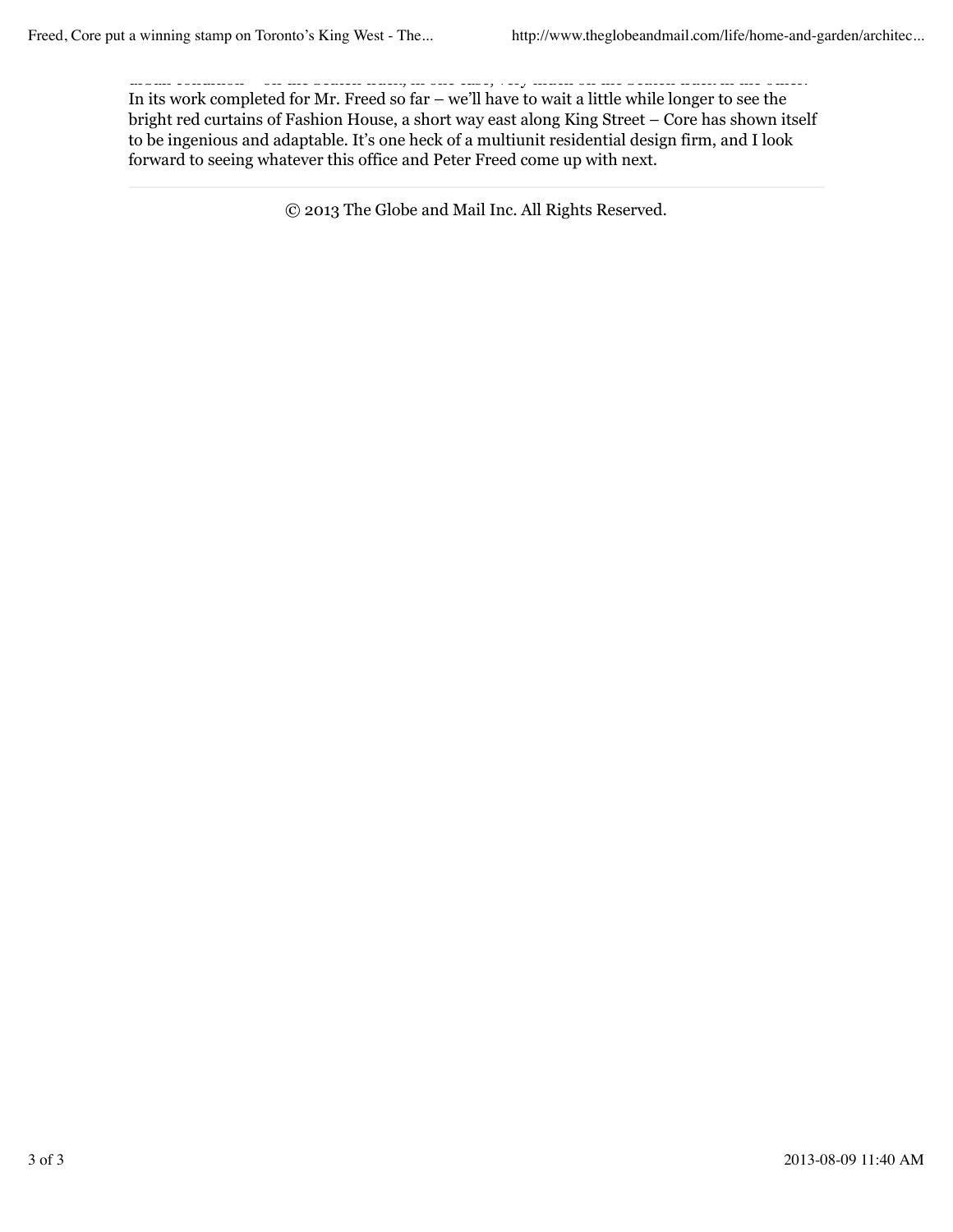urban condition – on the beaten track, in one case, very much off the beaten track in the other.
In its work completed for Mr. Freed so far – we'll have to wait a little while longer to see the bright red curtains of Fashion House, a short way east along King Street – Core has shown itself to be ingenious and adaptable. It's one heck of a multiunit residential design firm, and I look forward to seeing whatever this office and Peter Freed come up with next.

© 2013 The Globe and Mail Inc. All Rights Reserved.